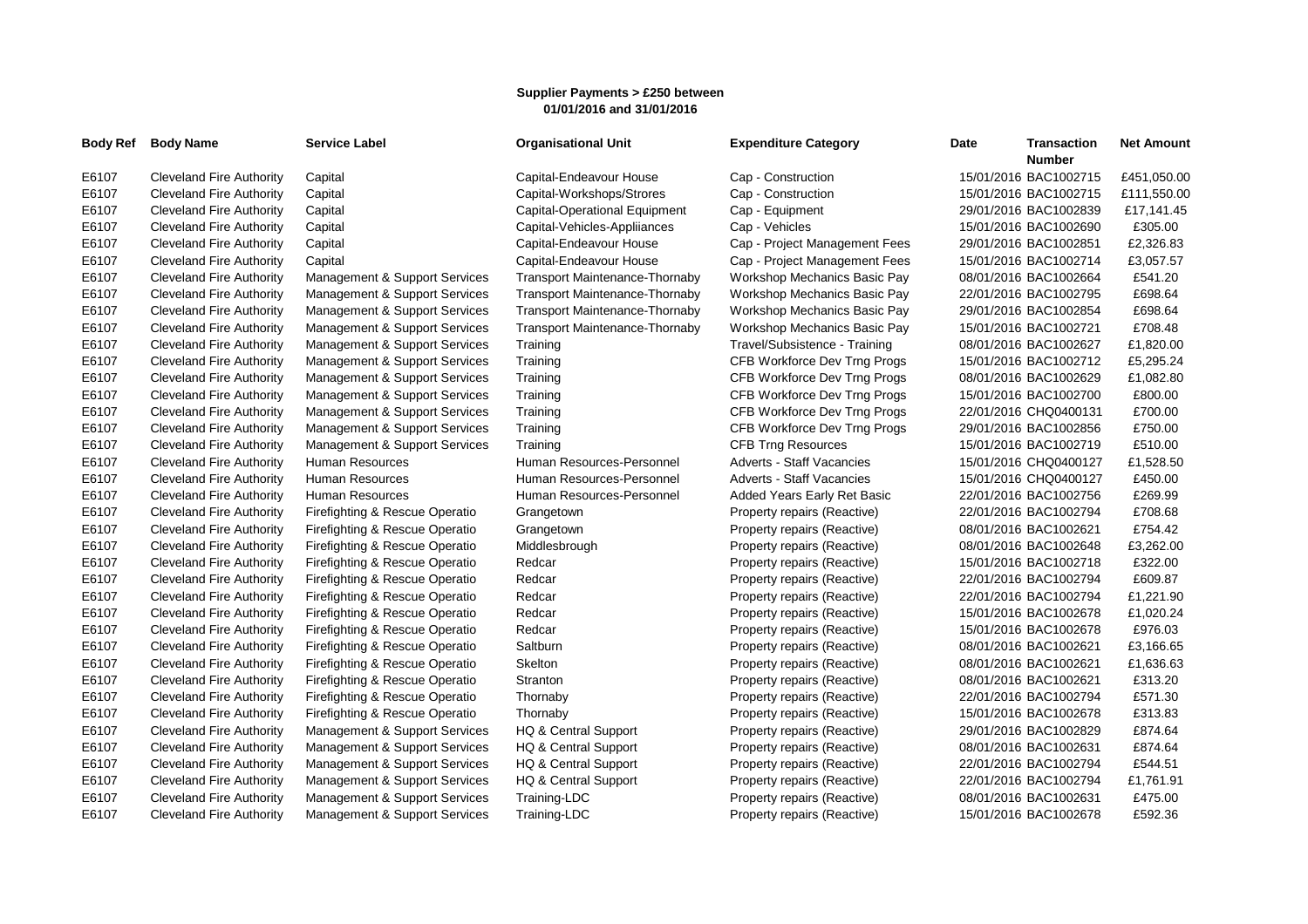**Supplier Payments > £250 between 01/01/2016 and 31/01/2016**

| Body Ref | Body Name | Service Label | Organisational Unit | Expenditure Category | Date | Transaction Number | Net Amount |
|---|---|---|---|---|---|---|---|
| E6107 | Cleveland Fire Authority | Capital | Capital-Endeavour House | Cap - Construction | 15/01/2016 | BAC1002715 | £451,050.00 |
| E6107 | Cleveland Fire Authority | Capital | Capital-Workshops/Strores | Cap - Construction | 15/01/2016 | BAC1002715 | £111,550.00 |
| E6107 | Cleveland Fire Authority | Capital | Capital-Operational Equipment | Cap - Equipment | 29/01/2016 | BAC1002839 | £17,141.45 |
| E6107 | Cleveland Fire Authority | Capital | Capital-Vehicles-Appliiances | Cap - Vehicles | 15/01/2016 | BAC1002690 | £305.00 |
| E6107 | Cleveland Fire Authority | Capital | Capital-Endeavour House | Cap - Project Management Fees | 29/01/2016 | BAC1002851 | £2,326.83 |
| E6107 | Cleveland Fire Authority | Capital | Capital-Endeavour House | Cap - Project Management Fees | 15/01/2016 | BAC1002714 | £3,057.57 |
| E6107 | Cleveland Fire Authority | Management & Support Services | Transport Maintenance-Thornaby | Workshop Mechanics Basic Pay | 08/01/2016 | BAC1002664 | £541.20 |
| E6107 | Cleveland Fire Authority | Management & Support Services | Transport Maintenance-Thornaby | Workshop Mechanics Basic Pay | 22/01/2016 | BAC1002795 | £698.64 |
| E6107 | Cleveland Fire Authority | Management & Support Services | Transport Maintenance-Thornaby | Workshop Mechanics Basic Pay | 29/01/2016 | BAC1002854 | £698.64 |
| E6107 | Cleveland Fire Authority | Management & Support Services | Transport Maintenance-Thornaby | Workshop Mechanics Basic Pay | 15/01/2016 | BAC1002721 | £708.48 |
| E6107 | Cleveland Fire Authority | Management & Support Services | Training | Travel/Subsistence - Training | 08/01/2016 | BAC1002627 | £1,820.00 |
| E6107 | Cleveland Fire Authority | Management & Support Services | Training | CFB Workforce Dev Trng Progs | 15/01/2016 | BAC1002712 | £5,295.24 |
| E6107 | Cleveland Fire Authority | Management & Support Services | Training | CFB Workforce Dev Trng Progs | 08/01/2016 | BAC1002629 | £1,082.80 |
| E6107 | Cleveland Fire Authority | Management & Support Services | Training | CFB Workforce Dev Trng Progs | 15/01/2016 | BAC1002700 | £800.00 |
| E6107 | Cleveland Fire Authority | Management & Support Services | Training | CFB Workforce Dev Trng Progs | 22/01/2016 | CHQ0400131 | £700.00 |
| E6107 | Cleveland Fire Authority | Management & Support Services | Training | CFB Workforce Dev Trng Progs | 29/01/2016 | BAC1002856 | £750.00 |
| E6107 | Cleveland Fire Authority | Management & Support Services | Training | CFB Trng Resources | 15/01/2016 | BAC1002719 | £510.00 |
| E6107 | Cleveland Fire Authority | Human Resources | Human Resources-Personnel | Adverts - Staff Vacancies | 15/01/2016 | CHQ0400127 | £1,528.50 |
| E6107 | Cleveland Fire Authority | Human Resources | Human Resources-Personnel | Adverts - Staff Vacancies | 15/01/2016 | CHQ0400127 | £450.00 |
| E6107 | Cleveland Fire Authority | Human Resources | Human Resources-Personnel | Added Years Early Ret Basic | 22/01/2016 | BAC1002756 | £269.99 |
| E6107 | Cleveland Fire Authority | Firefighting & Rescue Operatio | Grangetown | Property repairs (Reactive) | 22/01/2016 | BAC1002794 | £708.68 |
| E6107 | Cleveland Fire Authority | Firefighting & Rescue Operatio | Grangetown | Property repairs (Reactive) | 08/01/2016 | BAC1002621 | £754.42 |
| E6107 | Cleveland Fire Authority | Firefighting & Rescue Operatio | Middlesbrough | Property repairs (Reactive) | 08/01/2016 | BAC1002648 | £3,262.00 |
| E6107 | Cleveland Fire Authority | Firefighting & Rescue Operatio | Redcar | Property repairs (Reactive) | 15/01/2016 | BAC1002718 | £322.00 |
| E6107 | Cleveland Fire Authority | Firefighting & Rescue Operatio | Redcar | Property repairs (Reactive) | 22/01/2016 | BAC1002794 | £609.87 |
| E6107 | Cleveland Fire Authority | Firefighting & Rescue Operatio | Redcar | Property repairs (Reactive) | 22/01/2016 | BAC1002794 | £1,221.90 |
| E6107 | Cleveland Fire Authority | Firefighting & Rescue Operatio | Redcar | Property repairs (Reactive) | 15/01/2016 | BAC1002678 | £1,020.24 |
| E6107 | Cleveland Fire Authority | Firefighting & Rescue Operatio | Redcar | Property repairs (Reactive) | 15/01/2016 | BAC1002678 | £976.03 |
| E6107 | Cleveland Fire Authority | Firefighting & Rescue Operatio | Saltburn | Property repairs (Reactive) | 08/01/2016 | BAC1002621 | £3,166.65 |
| E6107 | Cleveland Fire Authority | Firefighting & Rescue Operatio | Skelton | Property repairs (Reactive) | 08/01/2016 | BAC1002621 | £1,636.63 |
| E6107 | Cleveland Fire Authority | Firefighting & Rescue Operatio | Stranton | Property repairs (Reactive) | 08/01/2016 | BAC1002621 | £313.20 |
| E6107 | Cleveland Fire Authority | Firefighting & Rescue Operatio | Thornaby | Property repairs (Reactive) | 22/01/2016 | BAC1002794 | £571.30 |
| E6107 | Cleveland Fire Authority | Firefighting & Rescue Operatio | Thornaby | Property repairs (Reactive) | 15/01/2016 | BAC1002678 | £313.83 |
| E6107 | Cleveland Fire Authority | Management & Support Services | HQ & Central Support | Property repairs (Reactive) | 29/01/2016 | BAC1002829 | £874.64 |
| E6107 | Cleveland Fire Authority | Management & Support Services | HQ & Central Support | Property repairs (Reactive) | 08/01/2016 | BAC1002631 | £874.64 |
| E6107 | Cleveland Fire Authority | Management & Support Services | HQ & Central Support | Property repairs (Reactive) | 22/01/2016 | BAC1002794 | £544.51 |
| E6107 | Cleveland Fire Authority | Management & Support Services | HQ & Central Support | Property repairs (Reactive) | 22/01/2016 | BAC1002794 | £1,761.91 |
| E6107 | Cleveland Fire Authority | Management & Support Services | Training-LDC | Property repairs (Reactive) | 08/01/2016 | BAC1002631 | £475.00 |
| E6107 | Cleveland Fire Authority | Management & Support Services | Training-LDC | Property repairs (Reactive) | 15/01/2016 | BAC1002678 | £592.36 |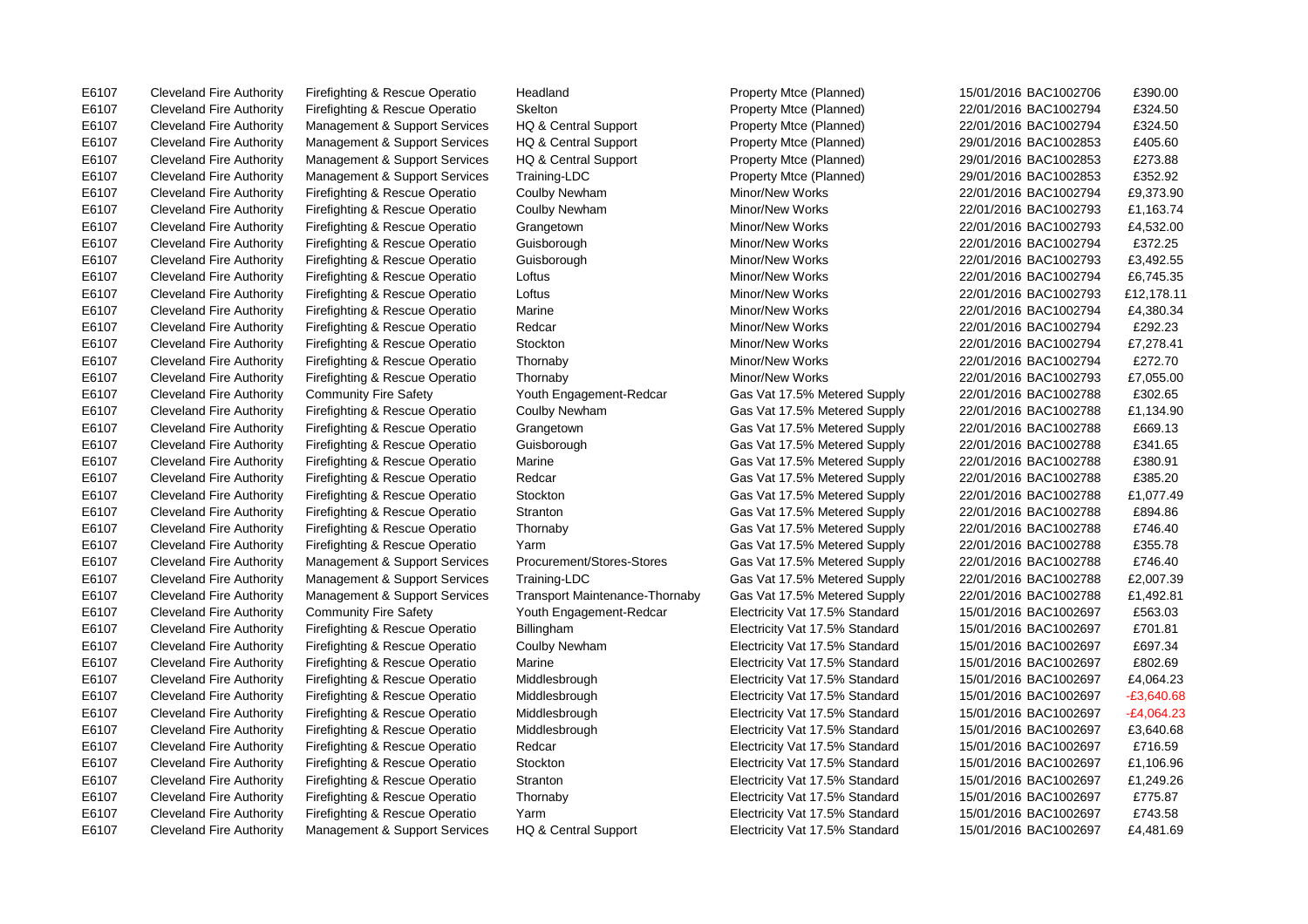| | | | | | | | |
|---|---|---|---|---|---|---|---|
| E6107 | Cleveland Fire Authority | Firefighting & Rescue Operatio | Headland | Property Mtce (Planned) | 15/01/2016 | BAC1002706 | £390.00 |
| E6107 | Cleveland Fire Authority | Firefighting & Rescue Operatio | Skelton | Property Mtce (Planned) | 22/01/2016 | BAC1002794 | £324.50 |
| E6107 | Cleveland Fire Authority | Management & Support Services | HQ & Central Support | Property Mtce (Planned) | 22/01/2016 | BAC1002794 | £324.50 |
| E6107 | Cleveland Fire Authority | Management & Support Services | HQ & Central Support | Property Mtce (Planned) | 29/01/2016 | BAC1002853 | £405.60 |
| E6107 | Cleveland Fire Authority | Management & Support Services | HQ & Central Support | Property Mtce (Planned) | 29/01/2016 | BAC1002853 | £273.88 |
| E6107 | Cleveland Fire Authority | Management & Support Services | Training-LDC | Property Mtce (Planned) | 29/01/2016 | BAC1002853 | £352.92 |
| E6107 | Cleveland Fire Authority | Firefighting & Rescue Operatio | Coulby Newham | Minor/New Works | 22/01/2016 | BAC1002794 | £9,373.90 |
| E6107 | Cleveland Fire Authority | Firefighting & Rescue Operatio | Coulby Newham | Minor/New Works | 22/01/2016 | BAC1002793 | £1,163.74 |
| E6107 | Cleveland Fire Authority | Firefighting & Rescue Operatio | Grangetown | Minor/New Works | 22/01/2016 | BAC1002793 | £4,532.00 |
| E6107 | Cleveland Fire Authority | Firefighting & Rescue Operatio | Guisborough | Minor/New Works | 22/01/2016 | BAC1002794 | £372.25 |
| E6107 | Cleveland Fire Authority | Firefighting & Rescue Operatio | Guisborough | Minor/New Works | 22/01/2016 | BAC1002793 | £3,492.55 |
| E6107 | Cleveland Fire Authority | Firefighting & Rescue Operatio | Loftus | Minor/New Works | 22/01/2016 | BAC1002794 | £6,745.35 |
| E6107 | Cleveland Fire Authority | Firefighting & Rescue Operatio | Loftus | Minor/New Works | 22/01/2016 | BAC1002793 | £12,178.11 |
| E6107 | Cleveland Fire Authority | Firefighting & Rescue Operatio | Marine | Minor/New Works | 22/01/2016 | BAC1002794 | £4,380.34 |
| E6107 | Cleveland Fire Authority | Firefighting & Rescue Operatio | Redcar | Minor/New Works | 22/01/2016 | BAC1002794 | £292.23 |
| E6107 | Cleveland Fire Authority | Firefighting & Rescue Operatio | Stockton | Minor/New Works | 22/01/2016 | BAC1002794 | £7,278.41 |
| E6107 | Cleveland Fire Authority | Firefighting & Rescue Operatio | Thornaby | Minor/New Works | 22/01/2016 | BAC1002794 | £272.70 |
| E6107 | Cleveland Fire Authority | Firefighting & Rescue Operatio | Thornaby | Minor/New Works | 22/01/2016 | BAC1002793 | £7,055.00 |
| E6107 | Cleveland Fire Authority | Community Fire Safety | Youth Engagement-Redcar | Gas Vat 17.5% Metered Supply | 22/01/2016 | BAC1002788 | £302.65 |
| E6107 | Cleveland Fire Authority | Firefighting & Rescue Operatio | Coulby Newham | Gas Vat 17.5% Metered Supply | 22/01/2016 | BAC1002788 | £1,134.90 |
| E6107 | Cleveland Fire Authority | Firefighting & Rescue Operatio | Grangetown | Gas Vat 17.5% Metered Supply | 22/01/2016 | BAC1002788 | £669.13 |
| E6107 | Cleveland Fire Authority | Firefighting & Rescue Operatio | Guisborough | Gas Vat 17.5% Metered Supply | 22/01/2016 | BAC1002788 | £341.65 |
| E6107 | Cleveland Fire Authority | Firefighting & Rescue Operatio | Marine | Gas Vat 17.5% Metered Supply | 22/01/2016 | BAC1002788 | £380.91 |
| E6107 | Cleveland Fire Authority | Firefighting & Rescue Operatio | Redcar | Gas Vat 17.5% Metered Supply | 22/01/2016 | BAC1002788 | £385.20 |
| E6107 | Cleveland Fire Authority | Firefighting & Rescue Operatio | Stockton | Gas Vat 17.5% Metered Supply | 22/01/2016 | BAC1002788 | £1,077.49 |
| E6107 | Cleveland Fire Authority | Firefighting & Rescue Operatio | Stranton | Gas Vat 17.5% Metered Supply | 22/01/2016 | BAC1002788 | £894.86 |
| E6107 | Cleveland Fire Authority | Firefighting & Rescue Operatio | Thornaby | Gas Vat 17.5% Metered Supply | 22/01/2016 | BAC1002788 | £746.40 |
| E6107 | Cleveland Fire Authority | Firefighting & Rescue Operatio | Yarm | Gas Vat 17.5% Metered Supply | 22/01/2016 | BAC1002788 | £355.78 |
| E6107 | Cleveland Fire Authority | Management & Support Services | Procurement/Stores-Stores | Gas Vat 17.5% Metered Supply | 22/01/2016 | BAC1002788 | £746.40 |
| E6107 | Cleveland Fire Authority | Management & Support Services | Training-LDC | Gas Vat 17.5% Metered Supply | 22/01/2016 | BAC1002788 | £2,007.39 |
| E6107 | Cleveland Fire Authority | Management & Support Services | Transport Maintenance-Thornaby | Gas Vat 17.5% Metered Supply | 22/01/2016 | BAC1002788 | £1,492.81 |
| E6107 | Cleveland Fire Authority | Community Fire Safety | Youth Engagement-Redcar | Electricity Vat 17.5% Standard | 15/01/2016 | BAC1002697 | £563.03 |
| E6107 | Cleveland Fire Authority | Firefighting & Rescue Operatio | Billingham | Electricity Vat 17.5% Standard | 15/01/2016 | BAC1002697 | £701.81 |
| E6107 | Cleveland Fire Authority | Firefighting & Rescue Operatio | Coulby Newham | Electricity Vat 17.5% Standard | 15/01/2016 | BAC1002697 | £697.34 |
| E6107 | Cleveland Fire Authority | Firefighting & Rescue Operatio | Marine | Electricity Vat 17.5% Standard | 15/01/2016 | BAC1002697 | £802.69 |
| E6107 | Cleveland Fire Authority | Firefighting & Rescue Operatio | Middlesbrough | Electricity Vat 17.5% Standard | 15/01/2016 | BAC1002697 | £4,064.23 |
| E6107 | Cleveland Fire Authority | Firefighting & Rescue Operatio | Middlesbrough | Electricity Vat 17.5% Standard | 15/01/2016 | BAC1002697 | -£3,640.68 |
| E6107 | Cleveland Fire Authority | Firefighting & Rescue Operatio | Middlesbrough | Electricity Vat 17.5% Standard | 15/01/2016 | BAC1002697 | -£4,064.23 |
| E6107 | Cleveland Fire Authority | Firefighting & Rescue Operatio | Middlesbrough | Electricity Vat 17.5% Standard | 15/01/2016 | BAC1002697 | £3,640.68 |
| E6107 | Cleveland Fire Authority | Firefighting & Rescue Operatio | Redcar | Electricity Vat 17.5% Standard | 15/01/2016 | BAC1002697 | £716.59 |
| E6107 | Cleveland Fire Authority | Firefighting & Rescue Operatio | Stockton | Electricity Vat 17.5% Standard | 15/01/2016 | BAC1002697 | £1,106.96 |
| E6107 | Cleveland Fire Authority | Firefighting & Rescue Operatio | Stranton | Electricity Vat 17.5% Standard | 15/01/2016 | BAC1002697 | £1,249.26 |
| E6107 | Cleveland Fire Authority | Firefighting & Rescue Operatio | Thornaby | Electricity Vat 17.5% Standard | 15/01/2016 | BAC1002697 | £775.87 |
| E6107 | Cleveland Fire Authority | Firefighting & Rescue Operatio | Yarm | Electricity Vat 17.5% Standard | 15/01/2016 | BAC1002697 | £743.58 |
| E6107 | Cleveland Fire Authority | Management & Support Services | HQ & Central Support | Electricity Vat 17.5% Standard | 15/01/2016 | BAC1002697 | £4,481.69 |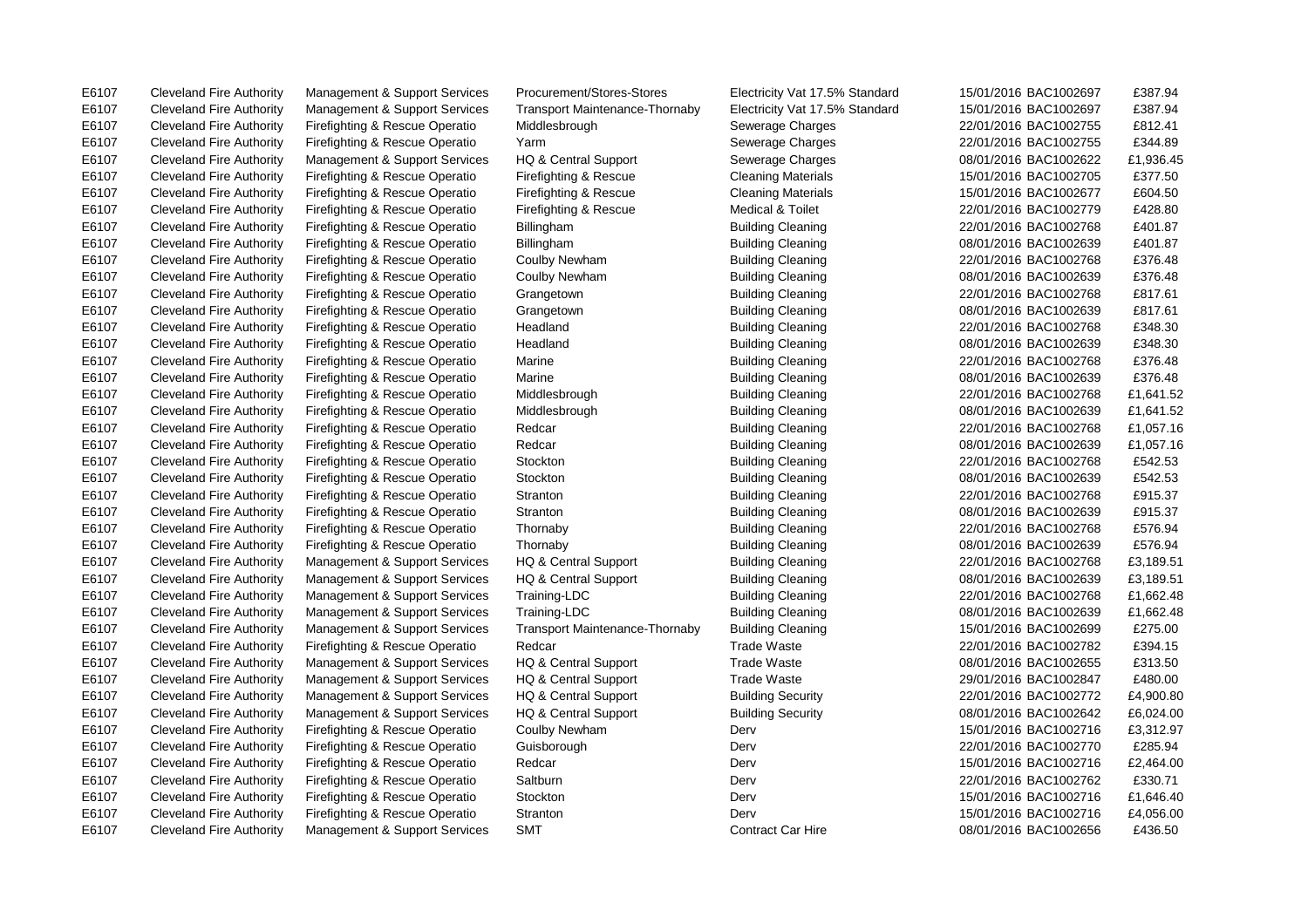| | | | | | | | |
|---|---|---|---|---|---|---|---|
| E6107 | Cleveland Fire Authority | Management & Support Services | Procurement/Stores-Stores | Electricity Vat 17.5% Standard | 15/01/2016 | BAC1002697 | £387.94 |
| E6107 | Cleveland Fire Authority | Management & Support Services | Transport Maintenance-Thornaby | Electricity Vat 17.5% Standard | 15/01/2016 | BAC1002697 | £387.94 |
| E6107 | Cleveland Fire Authority | Firefighting & Rescue Operatio | Middlesbrough | Sewerage Charges | 22/01/2016 | BAC1002755 | £812.41 |
| E6107 | Cleveland Fire Authority | Firefighting & Rescue Operatio | Yarm | Sewerage Charges | 22/01/2016 | BAC1002755 | £344.89 |
| E6107 | Cleveland Fire Authority | Management & Support Services | HQ & Central Support | Sewerage Charges | 08/01/2016 | BAC1002622 | £1,936.45 |
| E6107 | Cleveland Fire Authority | Firefighting & Rescue Operatio | Firefighting & Rescue | Cleaning Materials | 15/01/2016 | BAC1002705 | £377.50 |
| E6107 | Cleveland Fire Authority | Firefighting & Rescue Operatio | Firefighting & Rescue | Cleaning Materials | 15/01/2016 | BAC1002677 | £604.50 |
| E6107 | Cleveland Fire Authority | Firefighting & Rescue Operatio | Firefighting & Rescue | Medical & Toilet | 22/01/2016 | BAC1002779 | £428.80 |
| E6107 | Cleveland Fire Authority | Firefighting & Rescue Operatio | Billingham | Building Cleaning | 22/01/2016 | BAC1002768 | £401.87 |
| E6107 | Cleveland Fire Authority | Firefighting & Rescue Operatio | Billingham | Building Cleaning | 08/01/2016 | BAC1002639 | £401.87 |
| E6107 | Cleveland Fire Authority | Firefighting & Rescue Operatio | Coulby Newham | Building Cleaning | 22/01/2016 | BAC1002768 | £376.48 |
| E6107 | Cleveland Fire Authority | Firefighting & Rescue Operatio | Coulby Newham | Building Cleaning | 08/01/2016 | BAC1002639 | £376.48 |
| E6107 | Cleveland Fire Authority | Firefighting & Rescue Operatio | Grangetown | Building Cleaning | 22/01/2016 | BAC1002768 | £817.61 |
| E6107 | Cleveland Fire Authority | Firefighting & Rescue Operatio | Grangetown | Building Cleaning | 08/01/2016 | BAC1002639 | £817.61 |
| E6107 | Cleveland Fire Authority | Firefighting & Rescue Operatio | Headland | Building Cleaning | 22/01/2016 | BAC1002768 | £348.30 |
| E6107 | Cleveland Fire Authority | Firefighting & Rescue Operatio | Headland | Building Cleaning | 08/01/2016 | BAC1002639 | £348.30 |
| E6107 | Cleveland Fire Authority | Firefighting & Rescue Operatio | Marine | Building Cleaning | 22/01/2016 | BAC1002768 | £376.48 |
| E6107 | Cleveland Fire Authority | Firefighting & Rescue Operatio | Marine | Building Cleaning | 08/01/2016 | BAC1002639 | £376.48 |
| E6107 | Cleveland Fire Authority | Firefighting & Rescue Operatio | Middlesbrough | Building Cleaning | 22/01/2016 | BAC1002768 | £1,641.52 |
| E6107 | Cleveland Fire Authority | Firefighting & Rescue Operatio | Middlesbrough | Building Cleaning | 08/01/2016 | BAC1002639 | £1,641.52 |
| E6107 | Cleveland Fire Authority | Firefighting & Rescue Operatio | Redcar | Building Cleaning | 22/01/2016 | BAC1002768 | £1,057.16 |
| E6107 | Cleveland Fire Authority | Firefighting & Rescue Operatio | Redcar | Building Cleaning | 08/01/2016 | BAC1002639 | £1,057.16 |
| E6107 | Cleveland Fire Authority | Firefighting & Rescue Operatio | Stockton | Building Cleaning | 22/01/2016 | BAC1002768 | £542.53 |
| E6107 | Cleveland Fire Authority | Firefighting & Rescue Operatio | Stockton | Building Cleaning | 08/01/2016 | BAC1002639 | £542.53 |
| E6107 | Cleveland Fire Authority | Firefighting & Rescue Operatio | Stranton | Building Cleaning | 22/01/2016 | BAC1002768 | £915.37 |
| E6107 | Cleveland Fire Authority | Firefighting & Rescue Operatio | Stranton | Building Cleaning | 08/01/2016 | BAC1002639 | £915.37 |
| E6107 | Cleveland Fire Authority | Firefighting & Rescue Operatio | Thornaby | Building Cleaning | 22/01/2016 | BAC1002768 | £576.94 |
| E6107 | Cleveland Fire Authority | Firefighting & Rescue Operatio | Thornaby | Building Cleaning | 08/01/2016 | BAC1002639 | £576.94 |
| E6107 | Cleveland Fire Authority | Management & Support Services | HQ & Central Support | Building Cleaning | 22/01/2016 | BAC1002768 | £3,189.51 |
| E6107 | Cleveland Fire Authority | Management & Support Services | HQ & Central Support | Building Cleaning | 08/01/2016 | BAC1002639 | £3,189.51 |
| E6107 | Cleveland Fire Authority | Management & Support Services | Training-LDC | Building Cleaning | 22/01/2016 | BAC1002768 | £1,662.48 |
| E6107 | Cleveland Fire Authority | Management & Support Services | Training-LDC | Building Cleaning | 08/01/2016 | BAC1002639 | £1,662.48 |
| E6107 | Cleveland Fire Authority | Management & Support Services | Transport Maintenance-Thornaby | Building Cleaning | 15/01/2016 | BAC1002699 | £275.00 |
| E6107 | Cleveland Fire Authority | Firefighting & Rescue Operatio | Redcar | Trade Waste | 22/01/2016 | BAC1002782 | £394.15 |
| E6107 | Cleveland Fire Authority | Management & Support Services | HQ & Central Support | Trade Waste | 08/01/2016 | BAC1002655 | £313.50 |
| E6107 | Cleveland Fire Authority | Management & Support Services | HQ & Central Support | Trade Waste | 29/01/2016 | BAC1002847 | £480.00 |
| E6107 | Cleveland Fire Authority | Management & Support Services | HQ & Central Support | Building Security | 22/01/2016 | BAC1002772 | £4,900.80 |
| E6107 | Cleveland Fire Authority | Management & Support Services | HQ & Central Support | Building Security | 08/01/2016 | BAC1002642 | £6,024.00 |
| E6107 | Cleveland Fire Authority | Firefighting & Rescue Operatio | Coulby Newham | Derv | 15/01/2016 | BAC1002716 | £3,312.97 |
| E6107 | Cleveland Fire Authority | Firefighting & Rescue Operatio | Guisborough | Derv | 22/01/2016 | BAC1002770 | £285.94 |
| E6107 | Cleveland Fire Authority | Firefighting & Rescue Operatio | Redcar | Derv | 15/01/2016 | BAC1002716 | £2,464.00 |
| E6107 | Cleveland Fire Authority | Firefighting & Rescue Operatio | Saltburn | Derv | 22/01/2016 | BAC1002762 | £330.71 |
| E6107 | Cleveland Fire Authority | Firefighting & Rescue Operatio | Stockton | Derv | 15/01/2016 | BAC1002716 | £1,646.40 |
| E6107 | Cleveland Fire Authority | Firefighting & Rescue Operatio | Stranton | Derv | 15/01/2016 | BAC1002716 | £4,056.00 |
| E6107 | Cleveland Fire Authority | Management & Support Services | SMT | Contract Car Hire | 08/01/2016 | BAC1002656 | £436.50 |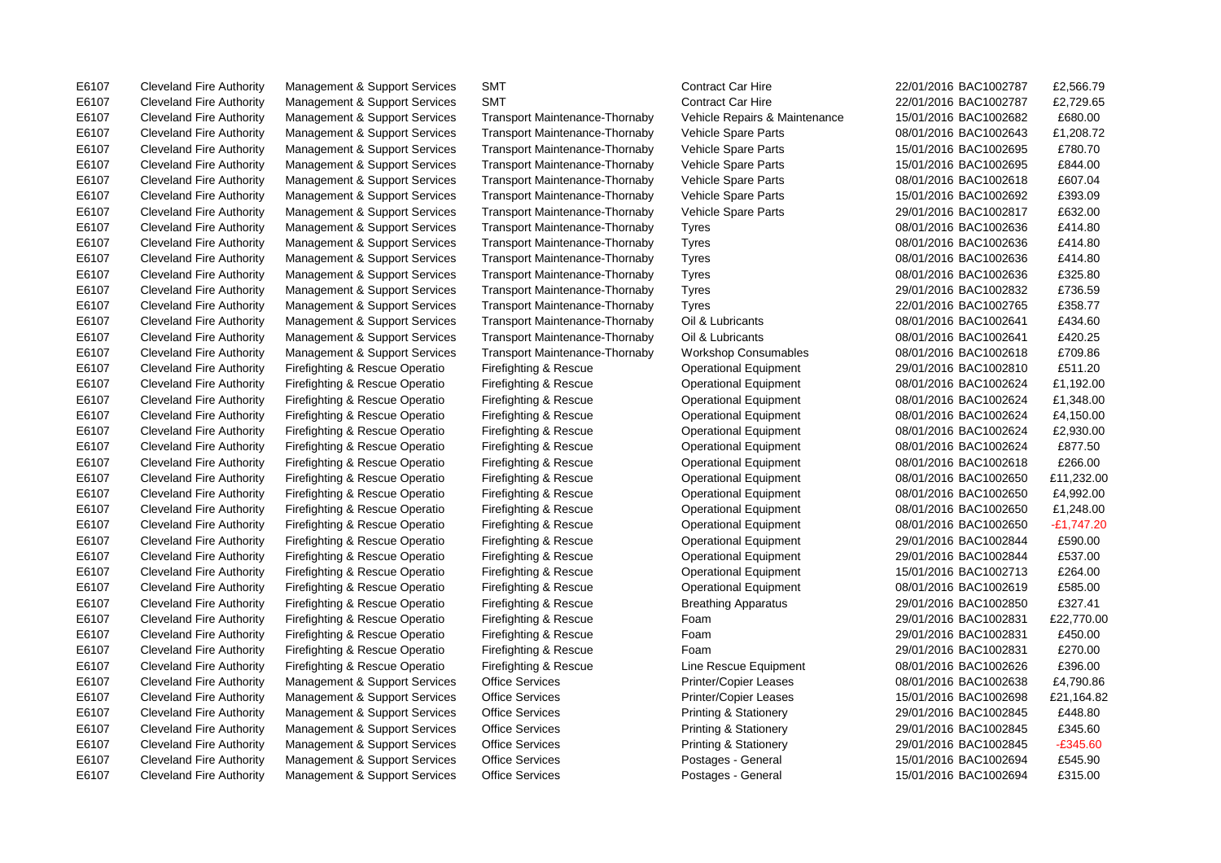| | | | | | | | |
|---|---|---|---|---|---|---|---|
| E6107 | Cleveland Fire Authority | Management & Support Services | SMT | Contract Car Hire | 22/01/2016 | BAC1002787 | £2,566.79 |
| E6107 | Cleveland Fire Authority | Management & Support Services | SMT | Contract Car Hire | 22/01/2016 | BAC1002787 | £2,729.65 |
| E6107 | Cleveland Fire Authority | Management & Support Services | Transport Maintenance-Thornaby | Vehicle Repairs & Maintenance | 15/01/2016 | BAC1002682 | £680.00 |
| E6107 | Cleveland Fire Authority | Management & Support Services | Transport Maintenance-Thornaby | Vehicle Spare Parts | 08/01/2016 | BAC1002643 | £1,208.72 |
| E6107 | Cleveland Fire Authority | Management & Support Services | Transport Maintenance-Thornaby | Vehicle Spare Parts | 15/01/2016 | BAC1002695 | £780.70 |
| E6107 | Cleveland Fire Authority | Management & Support Services | Transport Maintenance-Thornaby | Vehicle Spare Parts | 15/01/2016 | BAC1002695 | £844.00 |
| E6107 | Cleveland Fire Authority | Management & Support Services | Transport Maintenance-Thornaby | Vehicle Spare Parts | 08/01/2016 | BAC1002618 | £607.04 |
| E6107 | Cleveland Fire Authority | Management & Support Services | Transport Maintenance-Thornaby | Vehicle Spare Parts | 15/01/2016 | BAC1002692 | £393.09 |
| E6107 | Cleveland Fire Authority | Management & Support Services | Transport Maintenance-Thornaby | Vehicle Spare Parts | 29/01/2016 | BAC1002817 | £632.00 |
| E6107 | Cleveland Fire Authority | Management & Support Services | Transport Maintenance-Thornaby | Tyres | 08/01/2016 | BAC1002636 | £414.80 |
| E6107 | Cleveland Fire Authority | Management & Support Services | Transport Maintenance-Thornaby | Tyres | 08/01/2016 | BAC1002636 | £414.80 |
| E6107 | Cleveland Fire Authority | Management & Support Services | Transport Maintenance-Thornaby | Tyres | 08/01/2016 | BAC1002636 | £414.80 |
| E6107 | Cleveland Fire Authority | Management & Support Services | Transport Maintenance-Thornaby | Tyres | 08/01/2016 | BAC1002636 | £325.80 |
| E6107 | Cleveland Fire Authority | Management & Support Services | Transport Maintenance-Thornaby | Tyres | 29/01/2016 | BAC1002832 | £736.59 |
| E6107 | Cleveland Fire Authority | Management & Support Services | Transport Maintenance-Thornaby | Tyres | 22/01/2016 | BAC1002765 | £358.77 |
| E6107 | Cleveland Fire Authority | Management & Support Services | Transport Maintenance-Thornaby | Oil & Lubricants | 08/01/2016 | BAC1002641 | £434.60 |
| E6107 | Cleveland Fire Authority | Management & Support Services | Transport Maintenance-Thornaby | Oil & Lubricants | 08/01/2016 | BAC1002641 | £420.25 |
| E6107 | Cleveland Fire Authority | Management & Support Services | Transport Maintenance-Thornaby | Workshop Consumables | 08/01/2016 | BAC1002618 | £709.86 |
| E6107 | Cleveland Fire Authority | Firefighting & Rescue Operatio | Firefighting & Rescue | Operational Equipment | 29/01/2016 | BAC1002810 | £511.20 |
| E6107 | Cleveland Fire Authority | Firefighting & Rescue Operatio | Firefighting & Rescue | Operational Equipment | 08/01/2016 | BAC1002624 | £1,192.00 |
| E6107 | Cleveland Fire Authority | Firefighting & Rescue Operatio | Firefighting & Rescue | Operational Equipment | 08/01/2016 | BAC1002624 | £1,348.00 |
| E6107 | Cleveland Fire Authority | Firefighting & Rescue Operatio | Firefighting & Rescue | Operational Equipment | 08/01/2016 | BAC1002624 | £4,150.00 |
| E6107 | Cleveland Fire Authority | Firefighting & Rescue Operatio | Firefighting & Rescue | Operational Equipment | 08/01/2016 | BAC1002624 | £2,930.00 |
| E6107 | Cleveland Fire Authority | Firefighting & Rescue Operatio | Firefighting & Rescue | Operational Equipment | 08/01/2016 | BAC1002624 | £877.50 |
| E6107 | Cleveland Fire Authority | Firefighting & Rescue Operatio | Firefighting & Rescue | Operational Equipment | 08/01/2016 | BAC1002618 | £266.00 |
| E6107 | Cleveland Fire Authority | Firefighting & Rescue Operatio | Firefighting & Rescue | Operational Equipment | 08/01/2016 | BAC1002650 | £11,232.00 |
| E6107 | Cleveland Fire Authority | Firefighting & Rescue Operatio | Firefighting & Rescue | Operational Equipment | 08/01/2016 | BAC1002650 | £4,992.00 |
| E6107 | Cleveland Fire Authority | Firefighting & Rescue Operatio | Firefighting & Rescue | Operational Equipment | 08/01/2016 | BAC1002650 | £1,248.00 |
| E6107 | Cleveland Fire Authority | Firefighting & Rescue Operatio | Firefighting & Rescue | Operational Equipment | 08/01/2016 | BAC1002650 | -£1,747.20 |
| E6107 | Cleveland Fire Authority | Firefighting & Rescue Operatio | Firefighting & Rescue | Operational Equipment | 29/01/2016 | BAC1002844 | £590.00 |
| E6107 | Cleveland Fire Authority | Firefighting & Rescue Operatio | Firefighting & Rescue | Operational Equipment | 29/01/2016 | BAC1002844 | £537.00 |
| E6107 | Cleveland Fire Authority | Firefighting & Rescue Operatio | Firefighting & Rescue | Operational Equipment | 15/01/2016 | BAC1002713 | £264.00 |
| E6107 | Cleveland Fire Authority | Firefighting & Rescue Operatio | Firefighting & Rescue | Operational Equipment | 08/01/2016 | BAC1002619 | £585.00 |
| E6107 | Cleveland Fire Authority | Firefighting & Rescue Operatio | Firefighting & Rescue | Breathing Apparatus | 29/01/2016 | BAC1002850 | £327.41 |
| E6107 | Cleveland Fire Authority | Firefighting & Rescue Operatio | Firefighting & Rescue | Foam | 29/01/2016 | BAC1002831 | £22,770.00 |
| E6107 | Cleveland Fire Authority | Firefighting & Rescue Operatio | Firefighting & Rescue | Foam | 29/01/2016 | BAC1002831 | £450.00 |
| E6107 | Cleveland Fire Authority | Firefighting & Rescue Operatio | Firefighting & Rescue | Foam | 29/01/2016 | BAC1002831 | £270.00 |
| E6107 | Cleveland Fire Authority | Firefighting & Rescue Operatio | Firefighting & Rescue | Line Rescue Equipment | 08/01/2016 | BAC1002626 | £396.00 |
| E6107 | Cleveland Fire Authority | Management & Support Services | Office Services | Printer/Copier Leases | 08/01/2016 | BAC1002638 | £4,790.86 |
| E6107 | Cleveland Fire Authority | Management & Support Services | Office Services | Printer/Copier Leases | 15/01/2016 | BAC1002698 | £21,164.82 |
| E6107 | Cleveland Fire Authority | Management & Support Services | Office Services | Printing & Stationery | 29/01/2016 | BAC1002845 | £448.80 |
| E6107 | Cleveland Fire Authority | Management & Support Services | Office Services | Printing & Stationery | 29/01/2016 | BAC1002845 | £345.60 |
| E6107 | Cleveland Fire Authority | Management & Support Services | Office Services | Printing & Stationery | 29/01/2016 | BAC1002845 | -£345.60 |
| E6107 | Cleveland Fire Authority | Management & Support Services | Office Services | Postages - General | 15/01/2016 | BAC1002694 | £545.90 |
| E6107 | Cleveland Fire Authority | Management & Support Services | Office Services | Postages - General | 15/01/2016 | BAC1002694 | £315.00 |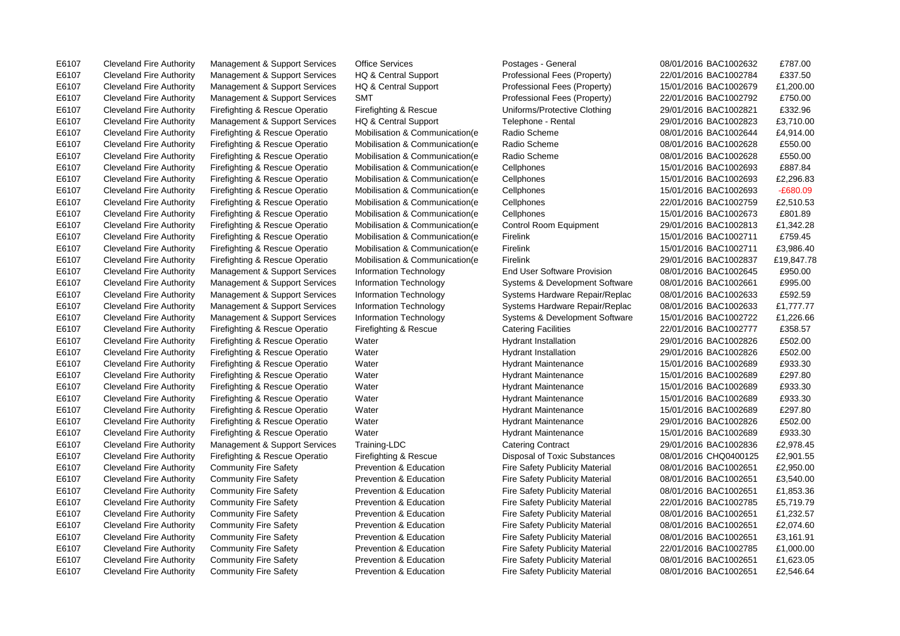| | | | | | | | |
|---|---|---|---|---|---|---|---|
| E6107 | Cleveland Fire Authority | Management & Support Services | Office Services | Postages - General | 08/01/2016 | BAC1002632 | £787.00 |
| E6107 | Cleveland Fire Authority | Management & Support Services | HQ & Central Support | Professional Fees (Property) | 22/01/2016 | BAC1002784 | £337.50 |
| E6107 | Cleveland Fire Authority | Management & Support Services | HQ & Central Support | Professional Fees (Property) | 15/01/2016 | BAC1002679 | £1,200.00 |
| E6107 | Cleveland Fire Authority | Management & Support Services | SMT | Professional Fees (Property) | 22/01/2016 | BAC1002792 | £750.00 |
| E6107 | Cleveland Fire Authority | Firefighting & Rescue Operatio | Firefighting & Rescue | Uniforms/Protective Clothing | 29/01/2016 | BAC1002821 | £332.96 |
| E6107 | Cleveland Fire Authority | Management & Support Services | HQ & Central Support | Telephone - Rental | 29/01/2016 | BAC1002823 | £3,710.00 |
| E6107 | Cleveland Fire Authority | Firefighting & Rescue Operatio | Mobilisation & Communication(e | Radio Scheme | 08/01/2016 | BAC1002644 | £4,914.00 |
| E6107 | Cleveland Fire Authority | Firefighting & Rescue Operatio | Mobilisation & Communication(e | Radio Scheme | 08/01/2016 | BAC1002628 | £550.00 |
| E6107 | Cleveland Fire Authority | Firefighting & Rescue Operatio | Mobilisation & Communication(e | Radio Scheme | 08/01/2016 | BAC1002628 | £550.00 |
| E6107 | Cleveland Fire Authority | Firefighting & Rescue Operatio | Mobilisation & Communication(e | Cellphones | 15/01/2016 | BAC1002693 | £887.84 |
| E6107 | Cleveland Fire Authority | Firefighting & Rescue Operatio | Mobilisation & Communication(e | Cellphones | 15/01/2016 | BAC1002693 | £2,296.83 |
| E6107 | Cleveland Fire Authority | Firefighting & Rescue Operatio | Mobilisation & Communication(e | Cellphones | 15/01/2016 | BAC1002693 | -£680.09 |
| E6107 | Cleveland Fire Authority | Firefighting & Rescue Operatio | Mobilisation & Communication(e | Cellphones | 22/01/2016 | BAC1002759 | £2,510.53 |
| E6107 | Cleveland Fire Authority | Firefighting & Rescue Operatio | Mobilisation & Communication(e | Cellphones | 15/01/2016 | BAC1002673 | £801.89 |
| E6107 | Cleveland Fire Authority | Firefighting & Rescue Operatio | Mobilisation & Communication(e | Control Room Equipment | 29/01/2016 | BAC1002813 | £1,342.28 |
| E6107 | Cleveland Fire Authority | Firefighting & Rescue Operatio | Mobilisation & Communication(e | Firelink | 15/01/2016 | BAC1002711 | £759.45 |
| E6107 | Cleveland Fire Authority | Firefighting & Rescue Operatio | Mobilisation & Communication(e | Firelink | 15/01/2016 | BAC1002711 | £3,986.40 |
| E6107 | Cleveland Fire Authority | Firefighting & Rescue Operatio | Mobilisation & Communication(e | Firelink | 29/01/2016 | BAC1002837 | £19,847.78 |
| E6107 | Cleveland Fire Authority | Management & Support Services | Information Technology | End User Software Provision | 08/01/2016 | BAC1002645 | £950.00 |
| E6107 | Cleveland Fire Authority | Management & Support Services | Information Technology | Systems & Development Software | 08/01/2016 | BAC1002661 | £995.00 |
| E6107 | Cleveland Fire Authority | Management & Support Services | Information Technology | Systems Hardware Repair/Replac | 08/01/2016 | BAC1002633 | £592.59 |
| E6107 | Cleveland Fire Authority | Management & Support Services | Information Technology | Systems Hardware Repair/Replac | 08/01/2016 | BAC1002633 | £1,777.77 |
| E6107 | Cleveland Fire Authority | Management & Support Services | Information Technology | Systems & Development Software | 15/01/2016 | BAC1002722 | £1,226.66 |
| E6107 | Cleveland Fire Authority | Firefighting & Rescue Operatio | Firefighting & Rescue | Catering Facilities | 22/01/2016 | BAC1002777 | £358.57 |
| E6107 | Cleveland Fire Authority | Firefighting & Rescue Operatio | Water | Hydrant Installation | 29/01/2016 | BAC1002826 | £502.00 |
| E6107 | Cleveland Fire Authority | Firefighting & Rescue Operatio | Water | Hydrant Installation | 29/01/2016 | BAC1002826 | £502.00 |
| E6107 | Cleveland Fire Authority | Firefighting & Rescue Operatio | Water | Hydrant Maintenance | 15/01/2016 | BAC1002689 | £933.30 |
| E6107 | Cleveland Fire Authority | Firefighting & Rescue Operatio | Water | Hydrant Maintenance | 15/01/2016 | BAC1002689 | £297.80 |
| E6107 | Cleveland Fire Authority | Firefighting & Rescue Operatio | Water | Hydrant Maintenance | 15/01/2016 | BAC1002689 | £933.30 |
| E6107 | Cleveland Fire Authority | Firefighting & Rescue Operatio | Water | Hydrant Maintenance | 15/01/2016 | BAC1002689 | £933.30 |
| E6107 | Cleveland Fire Authority | Firefighting & Rescue Operatio | Water | Hydrant Maintenance | 15/01/2016 | BAC1002689 | £297.80 |
| E6107 | Cleveland Fire Authority | Firefighting & Rescue Operatio | Water | Hydrant Maintenance | 29/01/2016 | BAC1002826 | £502.00 |
| E6107 | Cleveland Fire Authority | Firefighting & Rescue Operatio | Water | Hydrant Maintenance | 15/01/2016 | BAC1002689 | £933.30 |
| E6107 | Cleveland Fire Authority | Management & Support Services | Training-LDC | Catering Contract | 29/01/2016 | BAC1002836 | £2,978.45 |
| E6107 | Cleveland Fire Authority | Firefighting & Rescue Operatio | Firefighting & Rescue | Disposal of Toxic Substances | 08/01/2016 | CHQ0400125 | £2,901.55 |
| E6107 | Cleveland Fire Authority | Community Fire Safety | Prevention & Education | Fire Safety Publicity Material | 08/01/2016 | BAC1002651 | £2,950.00 |
| E6107 | Cleveland Fire Authority | Community Fire Safety | Prevention & Education | Fire Safety Publicity Material | 08/01/2016 | BAC1002651 | £3,540.00 |
| E6107 | Cleveland Fire Authority | Community Fire Safety | Prevention & Education | Fire Safety Publicity Material | 08/01/2016 | BAC1002651 | £1,853.36 |
| E6107 | Cleveland Fire Authority | Community Fire Safety | Prevention & Education | Fire Safety Publicity Material | 22/01/2016 | BAC1002785 | £5,719.79 |
| E6107 | Cleveland Fire Authority | Community Fire Safety | Prevention & Education | Fire Safety Publicity Material | 08/01/2016 | BAC1002651 | £1,232.57 |
| E6107 | Cleveland Fire Authority | Community Fire Safety | Prevention & Education | Fire Safety Publicity Material | 08/01/2016 | BAC1002651 | £2,074.60 |
| E6107 | Cleveland Fire Authority | Community Fire Safety | Prevention & Education | Fire Safety Publicity Material | 08/01/2016 | BAC1002651 | £3,161.91 |
| E6107 | Cleveland Fire Authority | Community Fire Safety | Prevention & Education | Fire Safety Publicity Material | 22/01/2016 | BAC1002785 | £1,000.00 |
| E6107 | Cleveland Fire Authority | Community Fire Safety | Prevention & Education | Fire Safety Publicity Material | 08/01/2016 | BAC1002651 | £1,623.05 |
| E6107 | Cleveland Fire Authority | Community Fire Safety | Prevention & Education | Fire Safety Publicity Material | 08/01/2016 | BAC1002651 | £2,546.64 |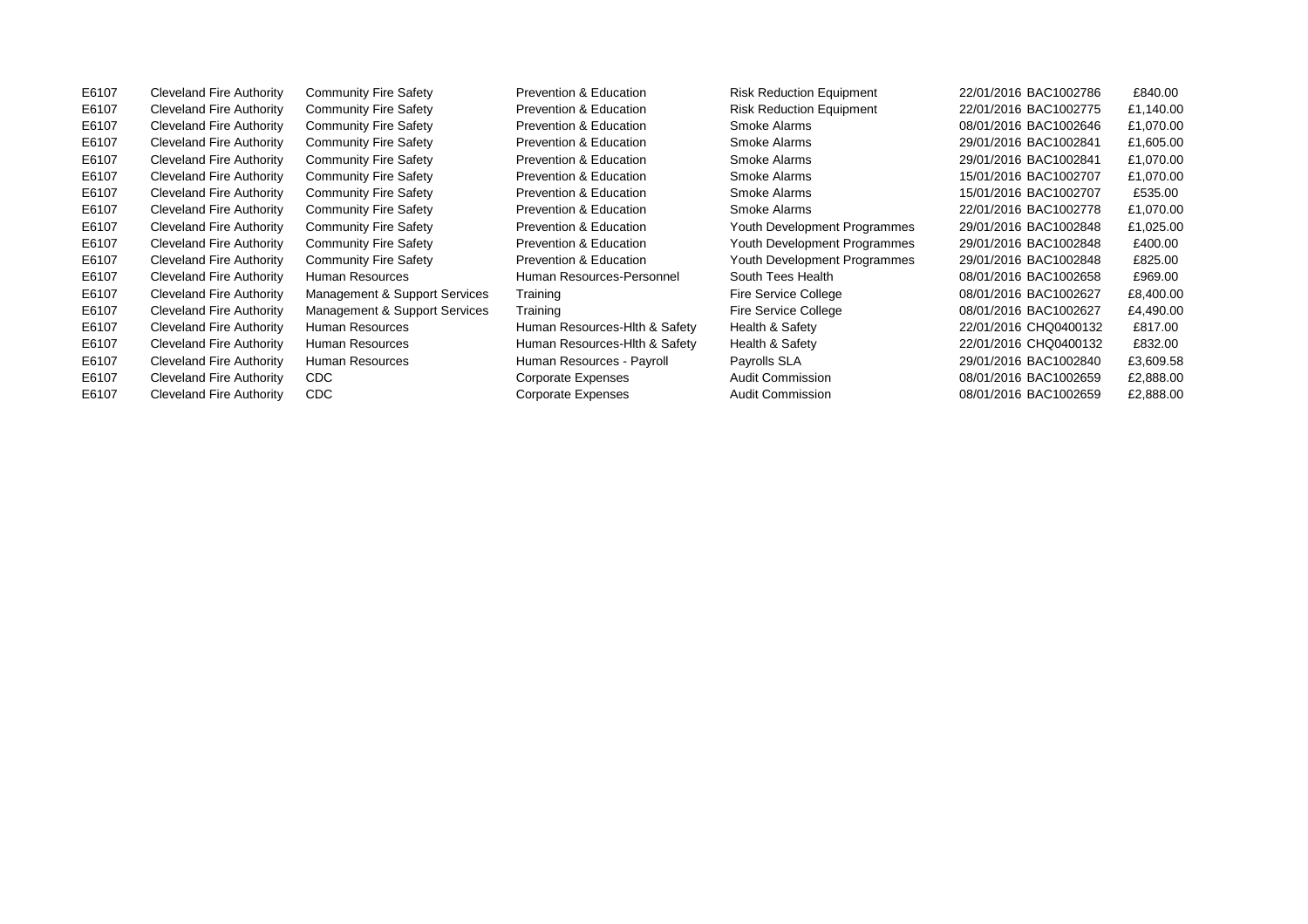| | | | | | | | |
|---|---|---|---|---|---|---|---|
| E6107 | Cleveland Fire Authority | Community Fire Safety | Prevention & Education | Risk Reduction Equipment | 22/01/2016 | BAC1002786 | £840.00 |
| E6107 | Cleveland Fire Authority | Community Fire Safety | Prevention & Education | Risk Reduction Equipment | 22/01/2016 | BAC1002775 | £1,140.00 |
| E6107 | Cleveland Fire Authority | Community Fire Safety | Prevention & Education | Smoke Alarms | 08/01/2016 | BAC1002646 | £1,070.00 |
| E6107 | Cleveland Fire Authority | Community Fire Safety | Prevention & Education | Smoke Alarms | 29/01/2016 | BAC1002841 | £1,605.00 |
| E6107 | Cleveland Fire Authority | Community Fire Safety | Prevention & Education | Smoke Alarms | 29/01/2016 | BAC1002841 | £1,070.00 |
| E6107 | Cleveland Fire Authority | Community Fire Safety | Prevention & Education | Smoke Alarms | 15/01/2016 | BAC1002707 | £1,070.00 |
| E6107 | Cleveland Fire Authority | Community Fire Safety | Prevention & Education | Smoke Alarms | 15/01/2016 | BAC1002707 | £535.00 |
| E6107 | Cleveland Fire Authority | Community Fire Safety | Prevention & Education | Smoke Alarms | 22/01/2016 | BAC1002778 | £1,070.00 |
| E6107 | Cleveland Fire Authority | Community Fire Safety | Prevention & Education | Youth Development Programmes | 29/01/2016 | BAC1002848 | £1,025.00 |
| E6107 | Cleveland Fire Authority | Community Fire Safety | Prevention & Education | Youth Development Programmes | 29/01/2016 | BAC1002848 | £400.00 |
| E6107 | Cleveland Fire Authority | Community Fire Safety | Prevention & Education | Youth Development Programmes | 29/01/2016 | BAC1002848 | £825.00 |
| E6107 | Cleveland Fire Authority | Human Resources | Human Resources-Personnel | South Tees Health | 08/01/2016 | BAC1002658 | £969.00 |
| E6107 | Cleveland Fire Authority | Management & Support Services | Training | Fire Service College | 08/01/2016 | BAC1002627 | £8,400.00 |
| E6107 | Cleveland Fire Authority | Management & Support Services | Training | Fire Service College | 08/01/2016 | BAC1002627 | £4,490.00 |
| E6107 | Cleveland Fire Authority | Human Resources | Human Resources-Hlth & Safety | Health & Safety | 22/01/2016 | CHQ0400132 | £817.00 |
| E6107 | Cleveland Fire Authority | Human Resources | Human Resources-Hlth & Safety | Health & Safety | 22/01/2016 | CHQ0400132 | £832.00 |
| E6107 | Cleveland Fire Authority | Human Resources | Human Resources - Payroll | Payrolls SLA | 29/01/2016 | BAC1002840 | £3,609.58 |
| E6107 | Cleveland Fire Authority | CDC | Corporate Expenses | Audit Commission | 08/01/2016 | BAC1002659 | £2,888.00 |
| E6107 | Cleveland Fire Authority | CDC | Corporate Expenses | Audit Commission | 08/01/2016 | BAC1002659 | £2,888.00 |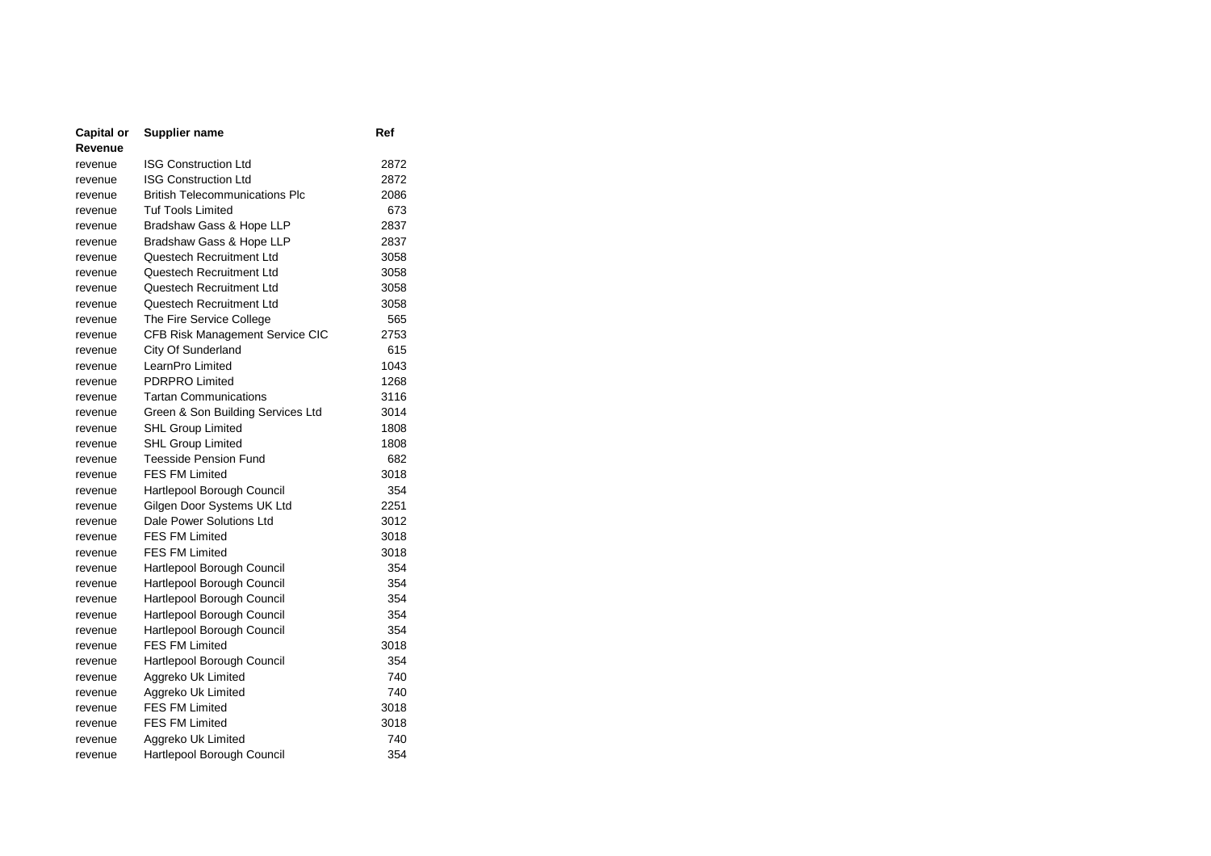| Capital or Revenue | Supplier name | Ref |
|---|---|---|
| revenue | ISG Construction Ltd | 2872 |
| revenue | ISG Construction Ltd | 2872 |
| revenue | British Telecommunications Plc | 2086 |
| revenue | Tuf Tools Limited | 673 |
| revenue | Bradshaw Gass & Hope LLP | 2837 |
| revenue | Bradshaw Gass & Hope LLP | 2837 |
| revenue | Questech Recruitment Ltd | 3058 |
| revenue | Questech Recruitment Ltd | 3058 |
| revenue | Questech Recruitment Ltd | 3058 |
| revenue | Questech Recruitment Ltd | 3058 |
| revenue | The Fire Service College | 565 |
| revenue | CFB Risk Management Service CIC | 2753 |
| revenue | City Of Sunderland | 615 |
| revenue | LearnPro Limited | 1043 |
| revenue | PDRPRO Limited | 1268 |
| revenue | Tartan Communications | 3116 |
| revenue | Green & Son Building Services Ltd | 3014 |
| revenue | SHL Group Limited | 1808 |
| revenue | SHL Group Limited | 1808 |
| revenue | Teesside Pension Fund | 682 |
| revenue | FES FM Limited | 3018 |
| revenue | Hartlepool Borough Council | 354 |
| revenue | Gilgen Door Systems UK Ltd | 2251 |
| revenue | Dale Power Solutions Ltd | 3012 |
| revenue | FES FM Limited | 3018 |
| revenue | FES FM Limited | 3018 |
| revenue | Hartlepool Borough Council | 354 |
| revenue | Hartlepool Borough Council | 354 |
| revenue | Hartlepool Borough Council | 354 |
| revenue | Hartlepool Borough Council | 354 |
| revenue | Hartlepool Borough Council | 354 |
| revenue | FES FM Limited | 3018 |
| revenue | Hartlepool Borough Council | 354 |
| revenue | Aggreko Uk Limited | 740 |
| revenue | Aggreko Uk Limited | 740 |
| revenue | FES FM Limited | 3018 |
| revenue | FES FM Limited | 3018 |
| revenue | Aggreko Uk Limited | 740 |
| revenue | Hartlepool Borough Council | 354 |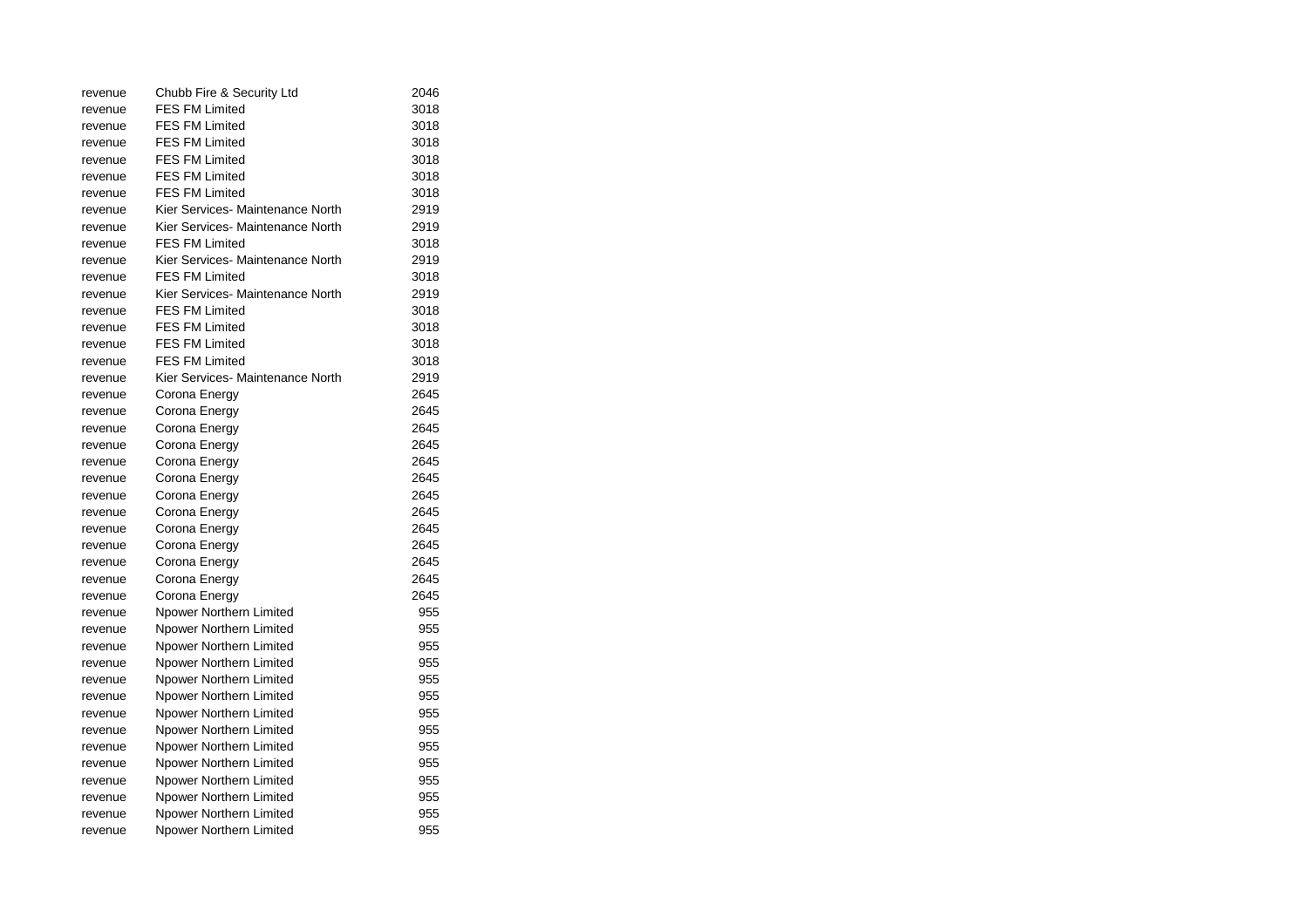| | | |
|---|---|---|
| revenue | Chubb Fire & Security Ltd | 2046 |
| revenue | FES FM Limited | 3018 |
| revenue | FES FM Limited | 3018 |
| revenue | FES FM Limited | 3018 |
| revenue | FES FM Limited | 3018 |
| revenue | FES FM Limited | 3018 |
| revenue | FES FM Limited | 3018 |
| revenue | Kier Services- Maintenance North | 2919 |
| revenue | Kier Services- Maintenance North | 2919 |
| revenue | FES FM Limited | 3018 |
| revenue | Kier Services- Maintenance North | 2919 |
| revenue | FES FM Limited | 3018 |
| revenue | Kier Services- Maintenance North | 2919 |
| revenue | FES FM Limited | 3018 |
| revenue | FES FM Limited | 3018 |
| revenue | FES FM Limited | 3018 |
| revenue | FES FM Limited | 3018 |
| revenue | Kier Services- Maintenance North | 2919 |
| revenue | Corona Energy | 2645 |
| revenue | Corona Energy | 2645 |
| revenue | Corona Energy | 2645 |
| revenue | Corona Energy | 2645 |
| revenue | Corona Energy | 2645 |
| revenue | Corona Energy | 2645 |
| revenue | Corona Energy | 2645 |
| revenue | Corona Energy | 2645 |
| revenue | Corona Energy | 2645 |
| revenue | Corona Energy | 2645 |
| revenue | Corona Energy | 2645 |
| revenue | Corona Energy | 2645 |
| revenue | Corona Energy | 2645 |
| revenue | Npower Northern Limited | 955 |
| revenue | Npower Northern Limited | 955 |
| revenue | Npower Northern Limited | 955 |
| revenue | Npower Northern Limited | 955 |
| revenue | Npower Northern Limited | 955 |
| revenue | Npower Northern Limited | 955 |
| revenue | Npower Northern Limited | 955 |
| revenue | Npower Northern Limited | 955 |
| revenue | Npower Northern Limited | 955 |
| revenue | Npower Northern Limited | 955 |
| revenue | Npower Northern Limited | 955 |
| revenue | Npower Northern Limited | 955 |
| revenue | Npower Northern Limited | 955 |
| revenue | Npower Northern Limited | 955 |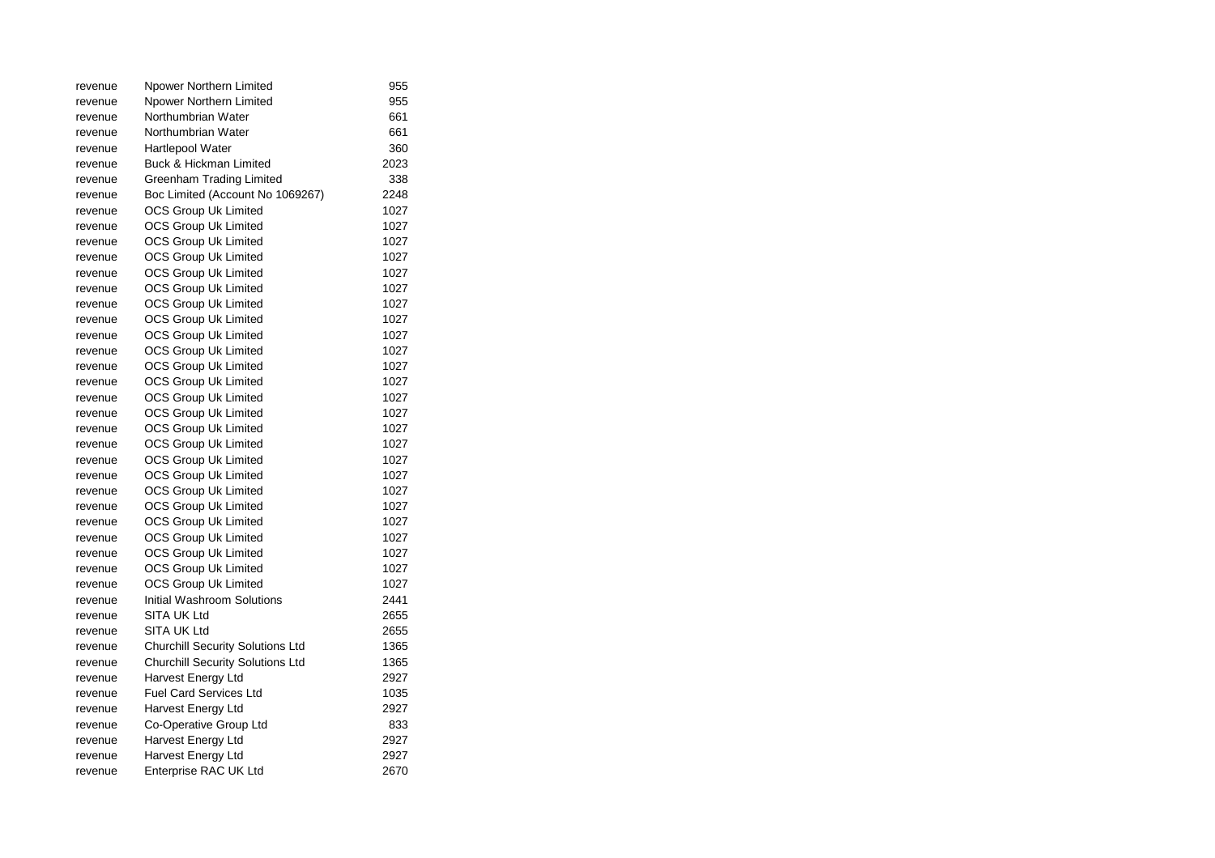| | | |
|---|---|---|
| revenue | Npower Northern Limited | 955 |
| revenue | Npower Northern Limited | 955 |
| revenue | Northumbrian Water | 661 |
| revenue | Northumbrian Water | 661 |
| revenue | Hartlepool Water | 360 |
| revenue | Buck & Hickman Limited | 2023 |
| revenue | Greenham Trading Limited | 338 |
| revenue | Boc Limited (Account No 1069267) | 2248 |
| revenue | OCS Group Uk Limited | 1027 |
| revenue | OCS Group Uk Limited | 1027 |
| revenue | OCS Group Uk Limited | 1027 |
| revenue | OCS Group Uk Limited | 1027 |
| revenue | OCS Group Uk Limited | 1027 |
| revenue | OCS Group Uk Limited | 1027 |
| revenue | OCS Group Uk Limited | 1027 |
| revenue | OCS Group Uk Limited | 1027 |
| revenue | OCS Group Uk Limited | 1027 |
| revenue | OCS Group Uk Limited | 1027 |
| revenue | OCS Group Uk Limited | 1027 |
| revenue | OCS Group Uk Limited | 1027 |
| revenue | OCS Group Uk Limited | 1027 |
| revenue | OCS Group Uk Limited | 1027 |
| revenue | OCS Group Uk Limited | 1027 |
| revenue | OCS Group Uk Limited | 1027 |
| revenue | OCS Group Uk Limited | 1027 |
| revenue | OCS Group Uk Limited | 1027 |
| revenue | OCS Group Uk Limited | 1027 |
| revenue | OCS Group Uk Limited | 1027 |
| revenue | OCS Group Uk Limited | 1027 |
| revenue | OCS Group Uk Limited | 1027 |
| revenue | OCS Group Uk Limited | 1027 |
| revenue | OCS Group Uk Limited | 1027 |
| revenue | Initial Washroom Solutions | 2441 |
| revenue | SITA UK Ltd | 2655 |
| revenue | SITA UK Ltd | 2655 |
| revenue | Churchill Security Solutions Ltd | 1365 |
| revenue | Churchill Security Solutions Ltd | 1365 |
| revenue | Harvest Energy Ltd | 2927 |
| revenue | Fuel Card Services Ltd | 1035 |
| revenue | Harvest Energy Ltd | 2927 |
| revenue | Co-Operative Group Ltd | 833 |
| revenue | Harvest Energy Ltd | 2927 |
| revenue | Harvest Energy Ltd | 2927 |
| revenue | Enterprise RAC UK Ltd | 2670 |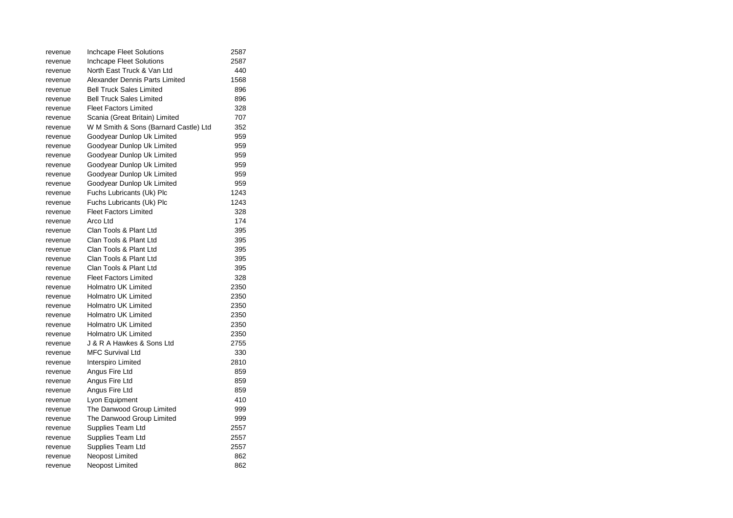| | | |
|---|---|---|
| revenue | Inchcape Fleet Solutions | 2587 |
| revenue | Inchcape Fleet Solutions | 2587 |
| revenue | North East Truck & Van Ltd | 440 |
| revenue | Alexander Dennis Parts Limited | 1568 |
| revenue | Bell Truck Sales Limited | 896 |
| revenue | Bell Truck Sales Limited | 896 |
| revenue | Fleet Factors Limited | 328 |
| revenue | Scania (Great Britain) Limited | 707 |
| revenue | W M Smith & Sons (Barnard Castle) Ltd | 352 |
| revenue | Goodyear Dunlop Uk Limited | 959 |
| revenue | Goodyear Dunlop Uk Limited | 959 |
| revenue | Goodyear Dunlop Uk Limited | 959 |
| revenue | Goodyear Dunlop Uk Limited | 959 |
| revenue | Goodyear Dunlop Uk Limited | 959 |
| revenue | Goodyear Dunlop Uk Limited | 959 |
| revenue | Fuchs Lubricants (Uk) Plc | 1243 |
| revenue | Fuchs Lubricants (Uk) Plc | 1243 |
| revenue | Fleet Factors Limited | 328 |
| revenue | Arco Ltd | 174 |
| revenue | Clan Tools & Plant Ltd | 395 |
| revenue | Clan Tools & Plant Ltd | 395 |
| revenue | Clan Tools & Plant Ltd | 395 |
| revenue | Clan Tools & Plant Ltd | 395 |
| revenue | Clan Tools & Plant Ltd | 395 |
| revenue | Fleet Factors Limited | 328 |
| revenue | Holmatro UK Limited | 2350 |
| revenue | Holmatro UK Limited | 2350 |
| revenue | Holmatro UK Limited | 2350 |
| revenue | Holmatro UK Limited | 2350 |
| revenue | Holmatro UK Limited | 2350 |
| revenue | Holmatro UK Limited | 2350 |
| revenue | J & R A Hawkes & Sons Ltd | 2755 |
| revenue | MFC Survival Ltd | 330 |
| revenue | Interspiro Limited | 2810 |
| revenue | Angus Fire Ltd | 859 |
| revenue | Angus Fire Ltd | 859 |
| revenue | Angus Fire Ltd | 859 |
| revenue | Lyon Equipment | 410 |
| revenue | The Danwood Group Limited | 999 |
| revenue | The Danwood Group Limited | 999 |
| revenue | Supplies Team Ltd | 2557 |
| revenue | Supplies Team Ltd | 2557 |
| revenue | Supplies Team Ltd | 2557 |
| revenue | Neopost Limited | 862 |
| revenue | Neopost Limited | 862 |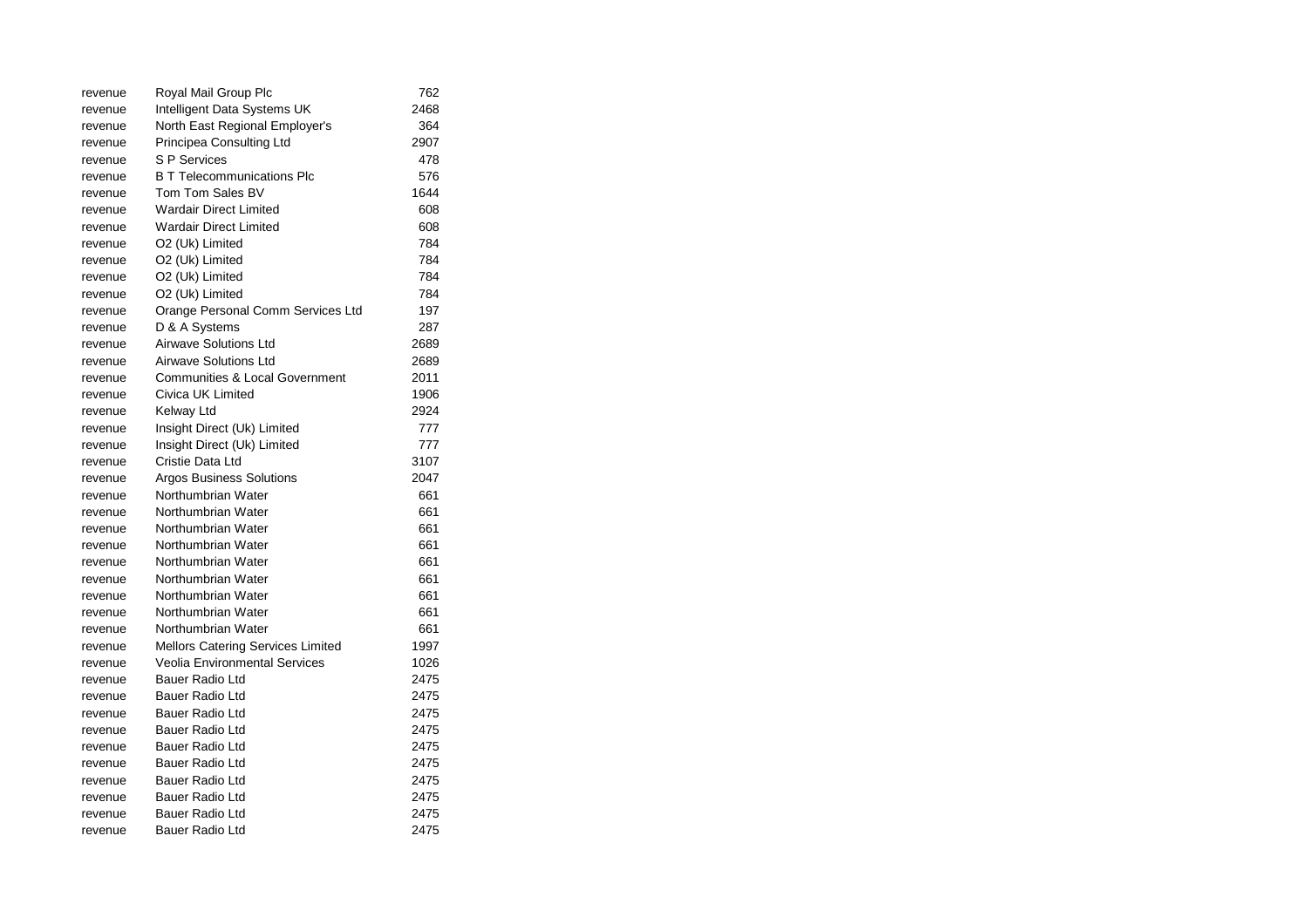| | | |
|---|---|---|
| revenue | Royal Mail Group Plc | 762 |
| revenue | Intelligent Data Systems UK | 2468 |
| revenue | North East Regional Employer's | 364 |
| revenue | Principea Consulting Ltd | 2907 |
| revenue | S P Services | 478 |
| revenue | B T Telecommunications Plc | 576 |
| revenue | Tom Tom Sales BV | 1644 |
| revenue | Wardair Direct Limited | 608 |
| revenue | Wardair Direct Limited | 608 |
| revenue | O2 (Uk) Limited | 784 |
| revenue | O2 (Uk) Limited | 784 |
| revenue | O2 (Uk) Limited | 784 |
| revenue | O2 (Uk) Limited | 784 |
| revenue | Orange Personal Comm Services Ltd | 197 |
| revenue | D & A Systems | 287 |
| revenue | Airwave Solutions Ltd | 2689 |
| revenue | Airwave Solutions Ltd | 2689 |
| revenue | Communities & Local Government | 2011 |
| revenue | Civica UK Limited | 1906 |
| revenue | Kelway Ltd | 2924 |
| revenue | Insight Direct (Uk) Limited | 777 |
| revenue | Insight Direct (Uk) Limited | 777 |
| revenue | Cristie Data Ltd | 3107 |
| revenue | Argos Business Solutions | 2047 |
| revenue | Northumbrian Water | 661 |
| revenue | Northumbrian Water | 661 |
| revenue | Northumbrian Water | 661 |
| revenue | Northumbrian Water | 661 |
| revenue | Northumbrian Water | 661 |
| revenue | Northumbrian Water | 661 |
| revenue | Northumbrian Water | 661 |
| revenue | Northumbrian Water | 661 |
| revenue | Northumbrian Water | 661 |
| revenue | Mellors Catering Services Limited | 1997 |
| revenue | Veolia Environmental Services | 1026 |
| revenue | Bauer Radio Ltd | 2475 |
| revenue | Bauer Radio Ltd | 2475 |
| revenue | Bauer Radio Ltd | 2475 |
| revenue | Bauer Radio Ltd | 2475 |
| revenue | Bauer Radio Ltd | 2475 |
| revenue | Bauer Radio Ltd | 2475 |
| revenue | Bauer Radio Ltd | 2475 |
| revenue | Bauer Radio Ltd | 2475 |
| revenue | Bauer Radio Ltd | 2475 |
| revenue | Bauer Radio Ltd | 2475 |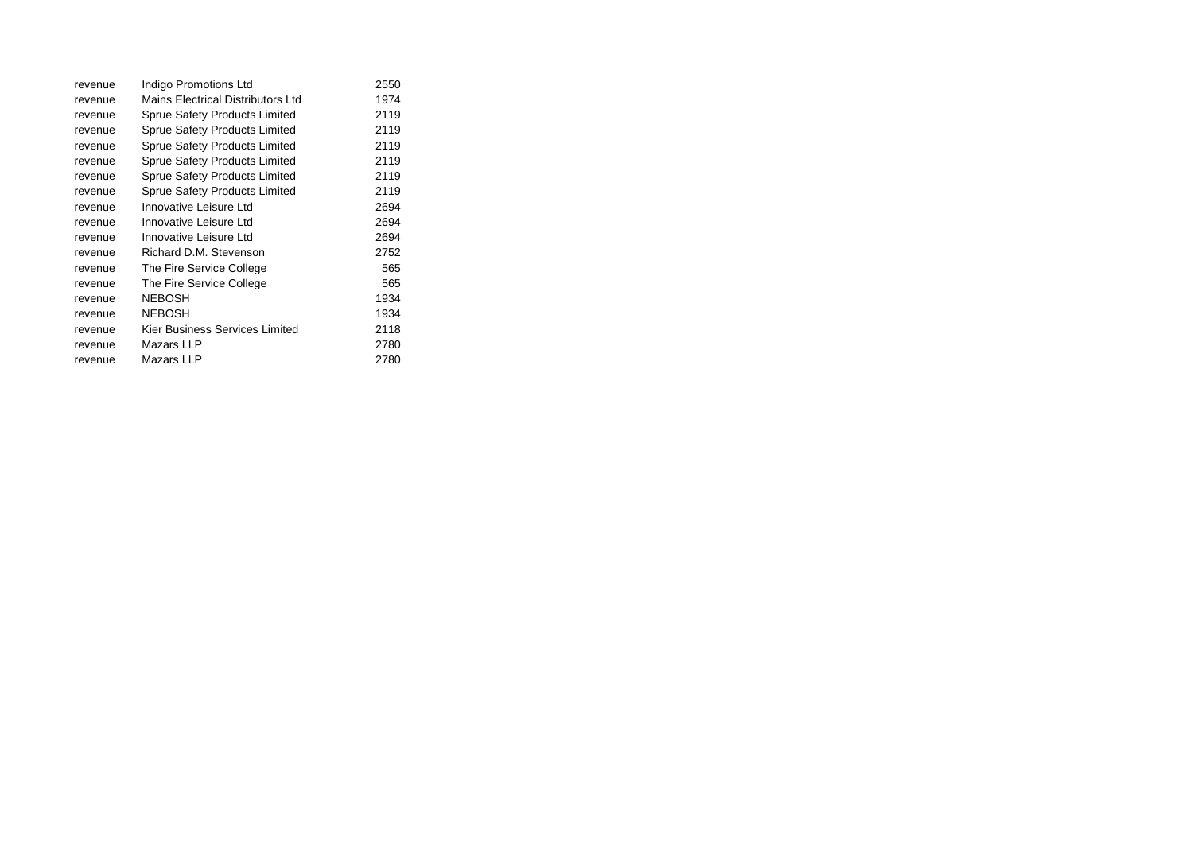| | | |
|---|---|---|
| revenue | Indigo Promotions Ltd | 2550 |
| revenue | Mains Electrical Distributors Ltd | 1974 |
| revenue | Sprue Safety Products Limited | 2119 |
| revenue | Sprue Safety Products Limited | 2119 |
| revenue | Sprue Safety Products Limited | 2119 |
| revenue | Sprue Safety Products Limited | 2119 |
| revenue | Sprue Safety Products Limited | 2119 |
| revenue | Sprue Safety Products Limited | 2119 |
| revenue | Innovative Leisure Ltd | 2694 |
| revenue | Innovative Leisure Ltd | 2694 |
| revenue | Innovative Leisure Ltd | 2694 |
| revenue | Richard D.M. Stevenson | 2752 |
| revenue | The Fire Service College | 565 |
| revenue | The Fire Service College | 565 |
| revenue | NEBOSH | 1934 |
| revenue | NEBOSH | 1934 |
| revenue | Kier Business Services Limited | 2118 |
| revenue | Mazars LLP | 2780 |
| revenue | Mazars LLP | 2780 |